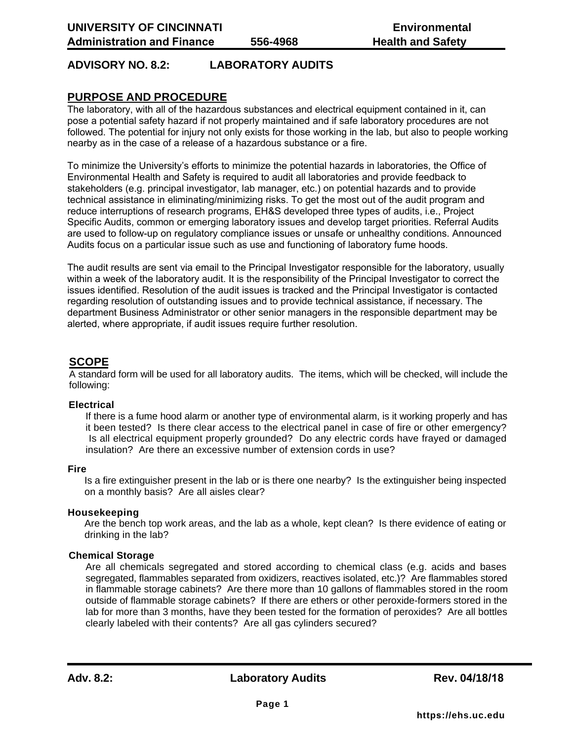**UNIVERSITY OF CINCINNATI**
**Administration and Finance** **556-4968** **Environmental Health and Safety**

# ADVISORY NO. 8.2: LABORATORY AUDITS

## PURPOSE AND PROCEDURE

The laboratory, with all of the hazardous substances and electrical equipment contained in it, can pose a potential safety hazard if not properly maintained and if safe laboratory procedures are not followed. The potential for injury not only exists for those working in the lab, but also to people working nearby as in the case of a release of a hazardous substance or a fire.

To minimize the University's efforts to minimize the potential hazards in laboratories, the Office of Environmental Health and Safety is required to audit all laboratories and provide feedback to stakeholders (e.g. principal investigator, lab manager, etc.) on potential hazards and to provide technical assistance in eliminating/minimizing risks. To get the most out of the audit program and reduce interruptions of research programs, EH&S developed three types of audits, i.e., Project Specific Audits, common or emerging laboratory issues and develop target priorities. Referral Audits are used to follow-up on regulatory compliance issues or unsafe or unhealthy conditions. Announced Audits focus on a particular issue such as use and functioning of laboratory fume hoods.

The audit results are sent via email to the Principal Investigator responsible for the laboratory, usually within a week of the laboratory audit. It is the responsibility of the Principal Investigator to correct the issues identified. Resolution of the audit issues is tracked and the Principal Investigator is contacted regarding resolution of outstanding issues and to provide technical assistance, if necessary. The department Business Administrator or other senior managers in the responsible department may be alerted, where appropriate, if audit issues require further resolution.

## SCOPE

A standard form will be used for all laboratory audits. The items, which will be checked, will include the following:

### Electrical

If there is a fume hood alarm or another type of environmental alarm, is it working properly and has it been tested? Is there clear access to the electrical panel in case of fire or other emergency? Is all electrical equipment properly grounded? Do any electric cords have frayed or damaged insulation? Are there an excessive number of extension cords in use?

### Fire

Is a fire extinguisher present in the lab or is there one nearby? Is the extinguisher being inspected on a monthly basis? Are all aisles clear?

### Housekeeping

Are the bench top work areas, and the lab as a whole, kept clean? Is there evidence of eating or drinking in the lab?

### Chemical Storage

Are all chemicals segregated and stored according to chemical class (e.g. acids and bases segregated, flammables separated from oxidizers, reactives isolated, etc.)? Are flammables stored in flammable storage cabinets? Are there more than 10 gallons of flammables stored in the room outside of flammable storage cabinets? If there are ethers or other peroxide-formers stored in the lab for more than 3 months, have they been tested for the formation of peroxides? Are all bottles clearly labeled with their contents? Are all gas cylinders secured?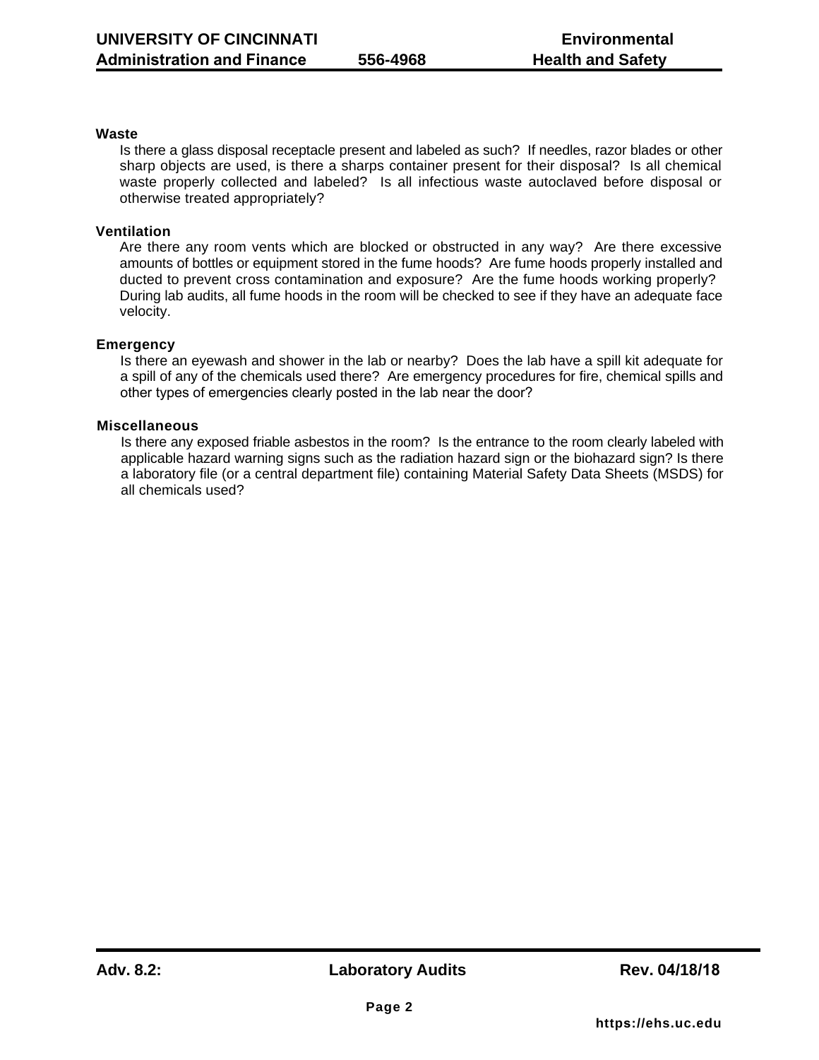**Waste**

Is there a glass disposal receptacle present and labeled as such? If needles, razor blades or other sharp objects are used, is there a sharps container present for their disposal? Is all chemical waste properly collected and labeled? Is all infectious waste autoclaved before disposal or otherwise treated appropriately?

**Ventilation**

Are there any room vents which are blocked or obstructed in any way? Are there excessive amounts of bottles or equipment stored in the fume hoods? Are fume hoods properly installed and ducted to prevent cross contamination and exposure? Are the fume hoods working properly? During lab audits, all fume hoods in the room will be checked to see if they have an adequate face velocity.

**Emergency**

Is there an eyewash and shower in the lab or nearby? Does the lab have a spill kit adequate for a spill of any of the chemicals used there? Are emergency procedures for fire, chemical spills and other types of emergencies clearly posted in the lab near the door?

**Miscellaneous**

Is there any exposed friable asbestos in the room? Is the entrance to the room clearly labeled with applicable hazard warning signs such as the radiation hazard sign or the biohazard sign? Is there a laboratory file (or a central department file) containing Material Safety Data Sheets (MSDS) for all chemicals used?